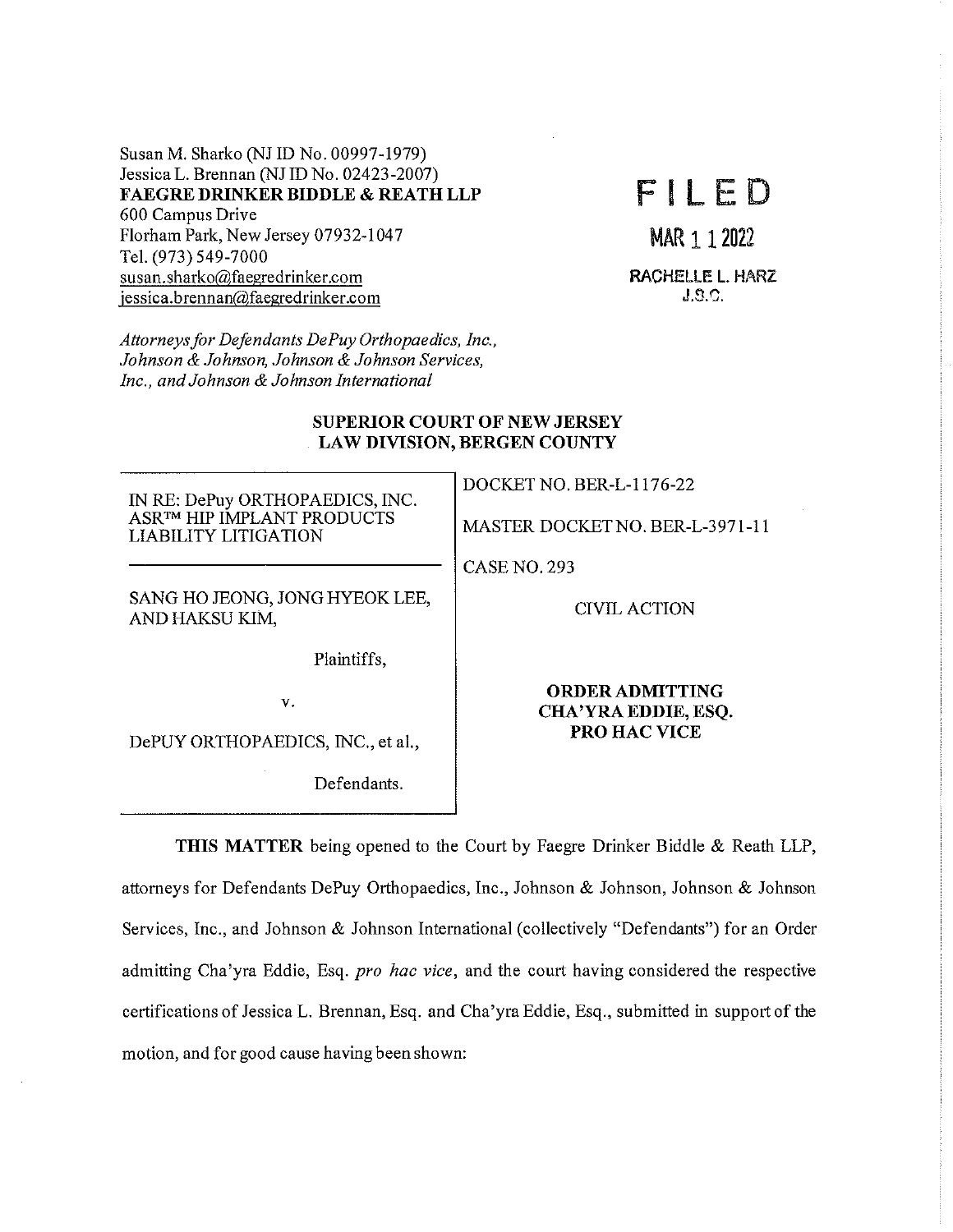Susan M. Sharko (NJ ID No. 00997-1979)
Jessica L. Brennan (NJ ID No. 02423-2007)
**FAEGRE DRINKER BIDDLE & REATH LLP**
600 Campus Drive
Florham Park, New Jersey 07932-1047
Tel. (973) 549-7000
susan.sharko@faegredrinker.com
jessica.brennan@faegredrinker.com

**FILED**

**MAR 11 2022**

**RACHELLE L. HARZ**
**J.S.C.**

*Attorneys for Defendants DePuy Orthopaedics, Inc., Johnson & Johnson, Johnson & Johnson Services, Inc., and Johnson & Johnson International*

**SUPERIOR COURT OF NEW JERSEY**
**LAW DIVISION, BERGEN COUNTY**

| | |
|---|---|
| IN RE: DePuy ORTHOPAEDICS, INC. ASR™ HIP IMPLANT PRODUCTS LIABILITY LITIGATION | DOCKET NO. BER-L-1176-22<br><br>MASTER DOCKET NO. BER-L-3971-11<br><br>CASE NO. 293 |
| SANG HO JEONG, JONG HYEOK LEE, AND HAKSU KIM,<br><br>Plaintiffs,<br><br>v.<br><br>DePUY ORTHOPAEDICS, INC., et al.,<br><br>Defendants. | CIVIL ACTION<br><br>**ORDER ADMITTING CHA'YRA EDDIE, ESQ. PRO HAC VICE** |

**THIS MATTER** being opened to the Court by Faegre Drinker Biddle & Reath LLP, attorneys for Defendants DePuy Orthopaedics, Inc., Johnson & Johnson, Johnson & Johnson Services, Inc., and Johnson & Johnson International (collectively "Defendants") for an Order admitting Cha'yra Eddie, Esq. *pro hac vice*, and the court having considered the respective certifications of Jessica L. Brennan, Esq. and Cha'yra Eddie, Esq., submitted in support of the motion, and for good cause having been shown: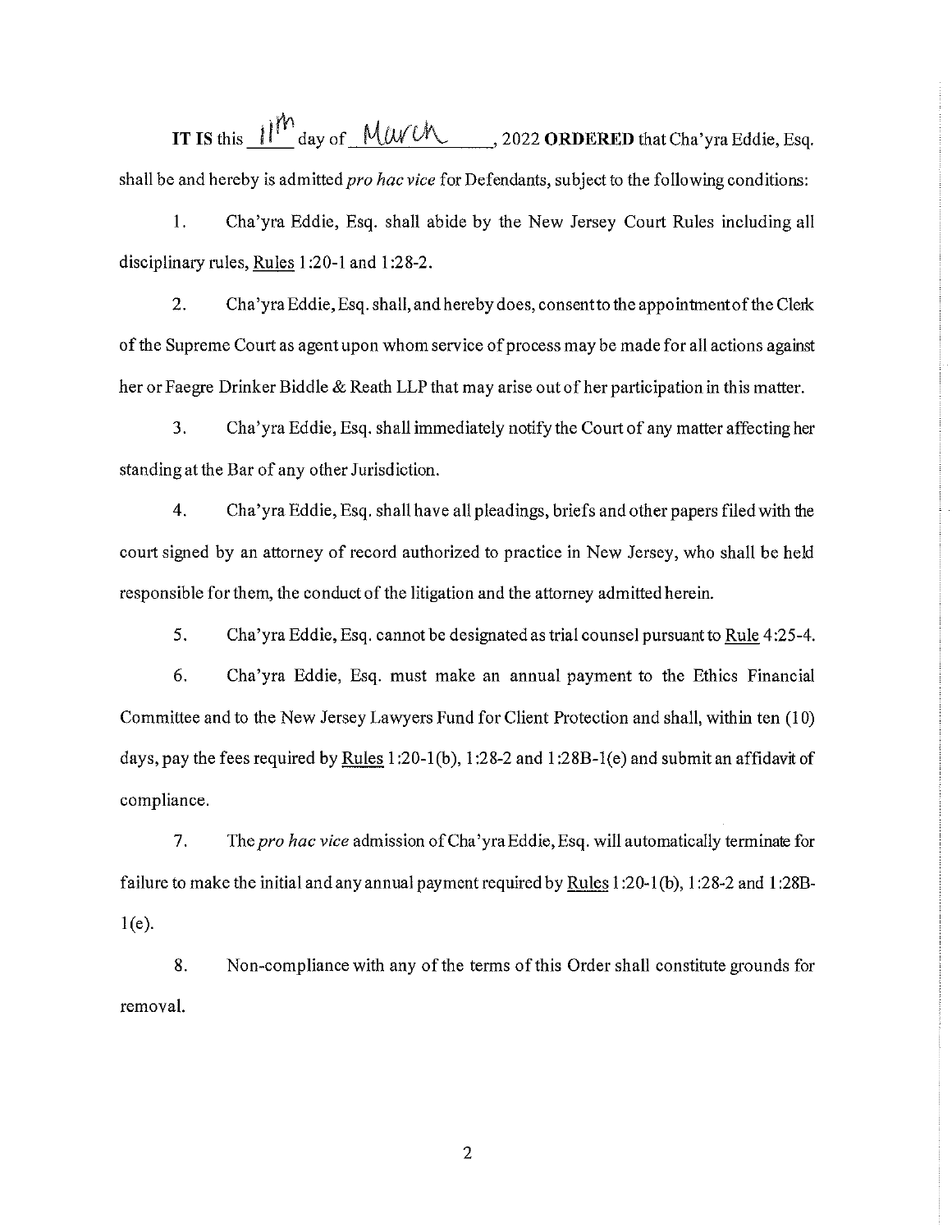**IT IS** this 11th day of March, 2022 **ORDERED** that Cha'yra Eddie, Esq. shall be and hereby is admitted *pro hac vice* for Defendants, subject to the following conditions:

1. Cha'yra Eddie, Esq. shall abide by the New Jersey Court Rules including all disciplinary rules, Rules 1:20-1 and 1:28-2.

2. Cha'yra Eddie, Esq. shall, and hereby does, consent to the appointment of the Clerk of the Supreme Court as agent upon whom service of process may be made for all actions against her or Faegre Drinker Biddle & Reath LLP that may arise out of her participation in this matter.

3. Cha'yra Eddie, Esq. shall immediately notify the Court of any matter affecting her standing at the Bar of any other Jurisdiction.

4. Cha'yra Eddie, Esq. shall have all pleadings, briefs and other papers filed with the court signed by an attorney of record authorized to practice in New Jersey, who shall be held responsible for them, the conduct of the litigation and the attorney admitted herein.

5. Cha'yra Eddie, Esq. cannot be designated as trial counsel pursuant to Rule 4:25-4.

6. Cha'yra Eddie, Esq. must make an annual payment to the Ethics Financial Committee and to the New Jersey Lawyers Fund for Client Protection and shall, within ten (10) days, pay the fees required by Rules 1:20-1(b), 1:28-2 and 1:28B-1(e) and submit an affidavit of compliance.

7. The *pro hac vice* admission of Cha'yra Eddie, Esq. will automatically terminate for failure to make the initial and any annual payment required by Rules 1:20-1(b), 1:28-2 and 1:28B-1(e).

8. Non-compliance with any of the terms of this Order shall constitute grounds for removal.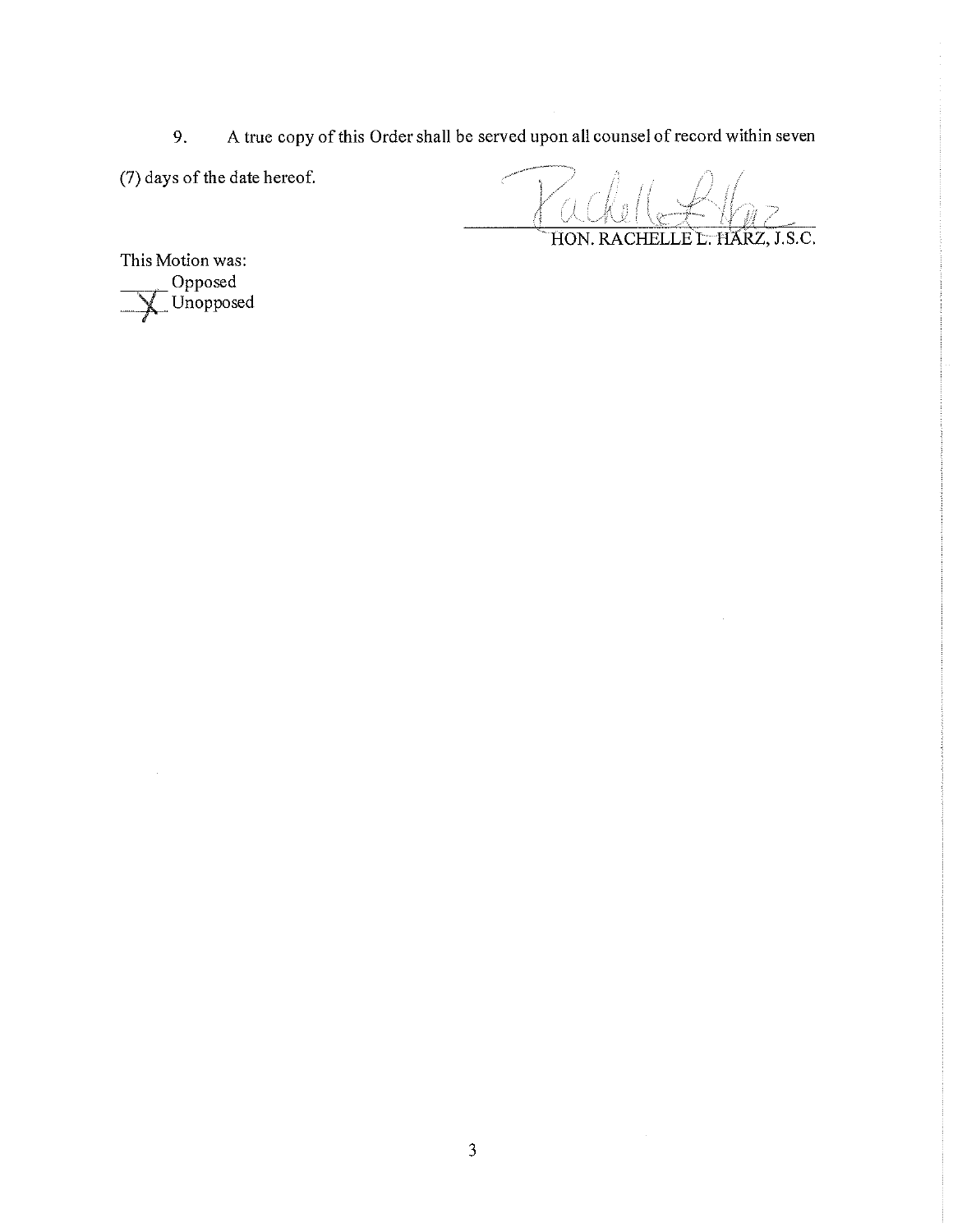9. A true copy of this Order shall be served upon all counsel of record within seven (7) days of the date hereof.

HON. RACHELLE L. HARZ, J.S.C.

This Motion was:

\_\_\_\_ Opposed

\_X\_ Unopposed